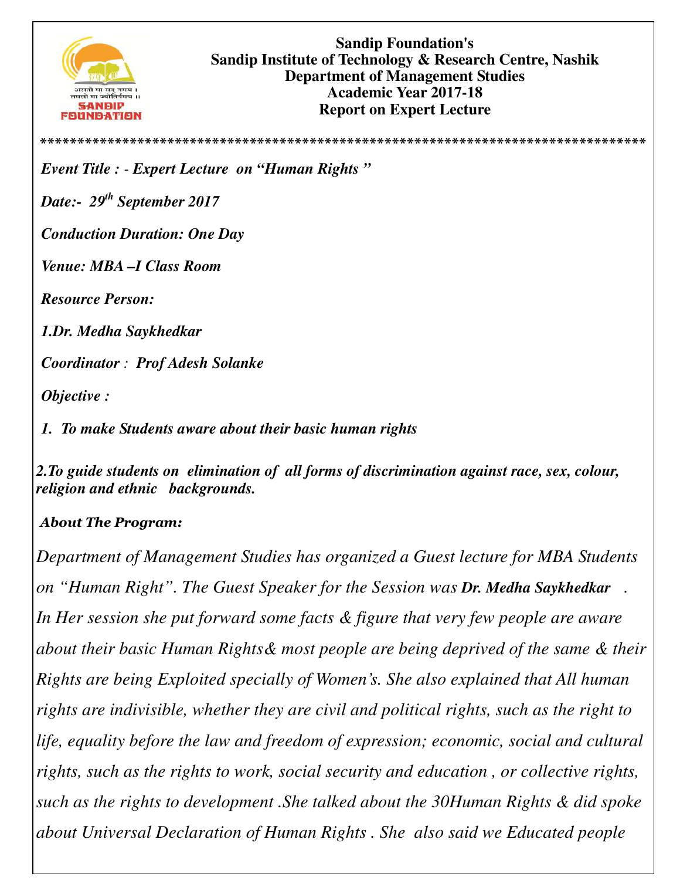**Sandip Foundation's**
**Sandip Institute of Technology & Research Centre, Nashik**
**Department of Management Studies**
**Academic Year 2017-18**
**Report on Expert Lecture**

*******************************************************************************

***Event Title : - Expert Lecture on "Human Rights "***

***Date:- 29th September 2017***

***Conduction Duration: One Day***

***Venue: MBA –I Class Room***

***Resource Person:***

***1.Dr. Medha Saykhedkar***

***Coordinator : Prof Adesh Solanke***

***Objective :***

***1. To make Students aware about their basic human rights***

***2.To guide students on elimination of all forms of discrimination against race, sex, colour, religion and ethnic backgrounds.***

***About The Program:***

*Department of Management Studies has organized a Guest lecture for MBA Students on "Human Right". The Guest Speaker for the Session was **Dr. Medha Saykhedkar** . In Her session she put forward some facts & figure that very few people are aware about their basic Human Rights& most people are being deprived of the same & their Rights are being Exploited specially of Women's. She also explained that All human rights are indivisible, whether they are civil and political rights, such as the right to life, equality before the law and freedom of expression; economic, social and cultural rights, such as the rights to work, social security and education , or collective rights, such as the rights to development .She talked about the 30Human Rights & did spoke about Universal Declaration of Human Rights . She also said we Educated people*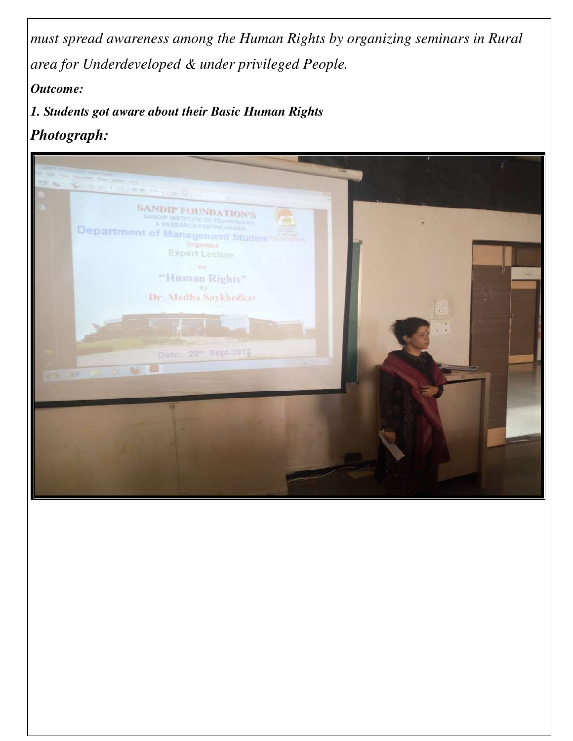*must spread awareness among the Human Rights by organizing seminars in Rural area for Underdeveloped & under privileged People.*

***Outcome:***

***1. Students got aware about their Basic Human Rights***

***Photograph:***